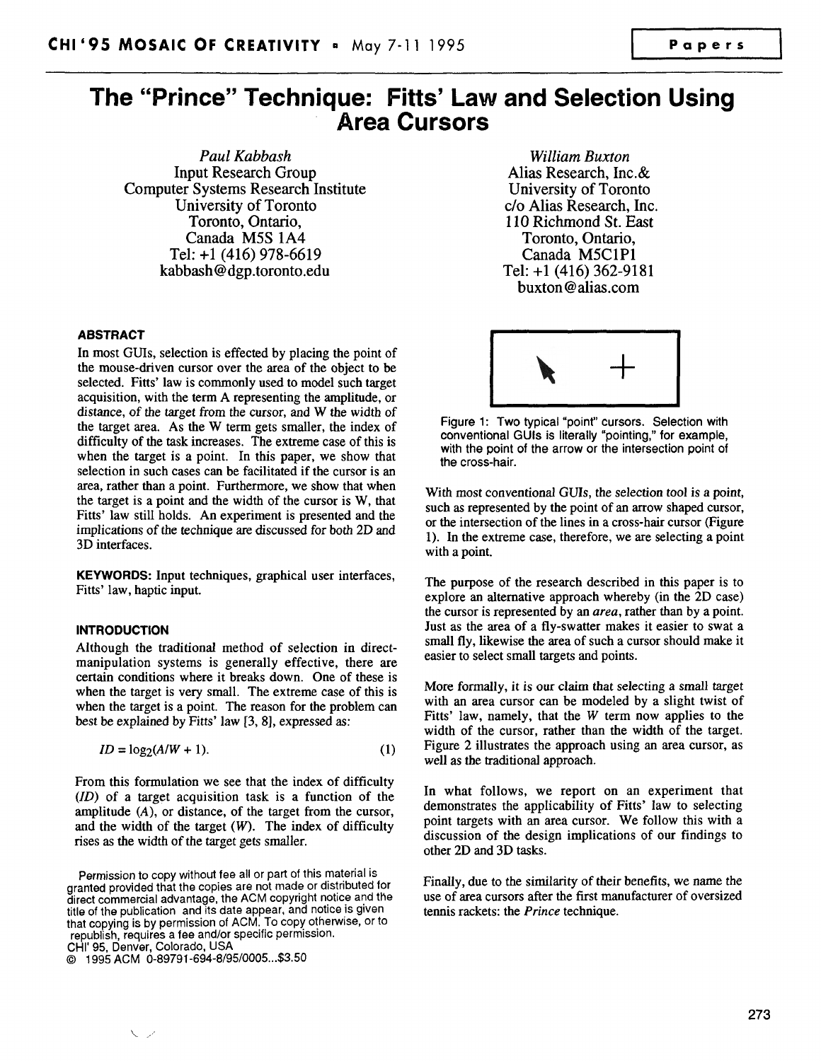# The "Prince" Technique: Fitts' Law and Selection Using Area Cursors

*Paul Kabbash*
Input Research Group
Computer Systems Research Institute
University of Toronto
Toronto, Ontario,
Canada M5S 1A4
Tel: +1 (416) 978-6619
kabbash@dgp.toronto.edu

*William Buxton*
Alias Research, Inc.&
University of Toronto
c/o Alias Research, Inc.
110 Richmond St. East
Toronto, Ontario,
Canada M5C1P1
Tel: +1 (416) 362-9181
buxton@alias.com

## ABSTRACT

In most GUIs, selection is effected by placing the point of the mouse-driven cursor over the area of the object to be selected. Fitts' law is commonly used to model such target acquisition, with the term A representing the amplitude, or distance, of the target from the cursor, and W the width of the target area. As the W term gets smaller, the index of difficulty of the task increases. The extreme case of this is when the target is a point. In this paper, we show that selection in such cases can be facilitated if the cursor is an area, rather than a point. Furthermore, we show that when the target is a point and the width of the cursor is W, that Fitts' law still holds. An experiment is presented and the implications of the technique are discussed for both 2D and 3D interfaces.

**KEYWORDS:** Input techniques, graphical user interfaces, Fitts' law, haptic input.

## INTRODUCTION

Although the traditional method of selection in direct-manipulation systems is generally effective, there are certain conditions where it breaks down. One of these is when the target is very small. The extreme case of this is when the target is a point. The reason for the problem can best be explained by Fitts' law [3, 8], expressed as:

$$ID = \log_2(A/W + 1). \quad (1)$$

From this formulation we see that the index of difficulty (*ID*) of a target acquisition task is a function of the amplitude (*A*), or distance, of the target from the cursor, and the width of the target (*W*). The index of difficulty rises as the width of the target gets smaller.

Permission to copy without fee all or part of this material is granted provided that the copies are not made or distributed for direct commercial advantage, the ACM copyright notice and the title of the publication and its date appear, and notice is given that copying is by permission of ACM. To copy otherwise, or to republish, requires a fee and/or specific permission.
CHI' 95, Denver, Colorado, USA
© 1995 ACM 0-89791-694-8/95/0005...$3.50

Figure 1: Two typical "point" cursors. Selection with conventional GUIs is literally "pointing," for example, with the point of the arrow or the intersection point of the cross-hair.

With most conventional GUIs, the selection tool is a point, such as represented by the point of an arrow shaped cursor, or the intersection of the lines in a cross-hair cursor (Figure 1). In the extreme case, therefore, we are selecting a point with a point.

The purpose of the research described in this paper is to explore an alternative approach whereby (in the 2D case) the cursor is represented by an *area*, rather than by a point. Just as the area of a fly-swatter makes it easier to swat a small fly, likewise the area of such a cursor should make it easier to select small targets and points.

More formally, it is our claim that selecting a small target with an area cursor can be modeled by a slight twist of Fitts' law, namely, that the *W* term now applies to the width of the cursor, rather than the width of the target. Figure 2 illustrates the approach using an area cursor, as well as the traditional approach.

In what follows, we report on an experiment that demonstrates the applicability of Fitts' law to selecting point targets with an area cursor. We follow this with a discussion of the design implications of our findings to other 2D and 3D tasks.

Finally, due to the similarity of their benefits, we name the use of area cursors after the first manufacturer of oversized tennis rackets: the *Prince* technique.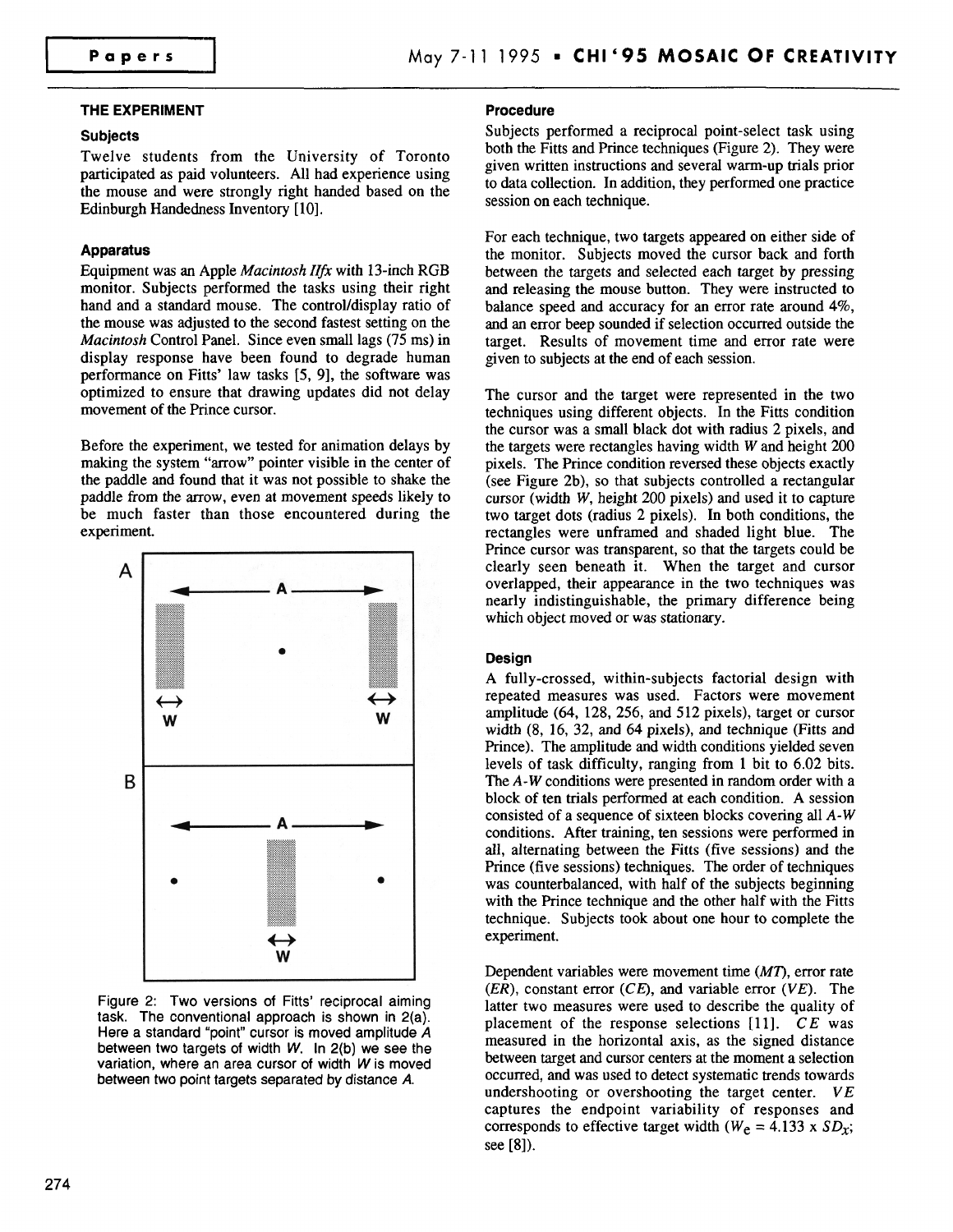## THE EXPERIMENT

### Subjects

Twelve students from the University of Toronto participated as paid volunteers. All had experience using the mouse and were strongly right handed based on the Edinburgh Handedness Inventory [10].

### Apparatus

Equipment was an Apple *Macintosh IIfx* with 13-inch RGB monitor. Subjects performed the tasks using their right hand and a standard mouse. The control/display ratio of the mouse was adjusted to the second fastest setting on the *Macintosh* Control Panel. Since even small lags (75 ms) in display response have been found to degrade human performance on Fitts' law tasks [5, 9], the software was optimized to ensure that drawing updates did not delay movement of the Prince cursor.

Before the experiment, we tested for animation delays by making the system "arrow" pointer visible in the center of the paddle and found that it was not possible to shake the paddle from the arrow, even at movement speeds likely to be much faster than those encountered during the experiment.

Figure 2: Two versions of Fitts' reciprocal aiming task. The conventional approach is shown in 2(a). Here a standard "point" cursor is moved amplitude *A* between two targets of width *W*. In 2(b) we see the variation, where an area cursor of width *W* is moved between two point targets separated by distance *A*.

### Procedure

Subjects performed a reciprocal point-select task using both the Fitts and Prince techniques (Figure 2). They were given written instructions and several warm-up trials prior to data collection. In addition, they performed one practice session on each technique.

For each technique, two targets appeared on either side of the monitor. Subjects moved the cursor back and forth between the targets and selected each target by pressing and releasing the mouse button. They were instructed to balance speed and accuracy for an error rate around 4%, and an error beep sounded if selection occurred outside the target. Results of movement time and error rate were given to subjects at the end of each session.

The cursor and the target were represented in the two techniques using different objects. In the Fitts condition the cursor was a small black dot with radius 2 pixels, and the targets were rectangles having width *W* and height 200 pixels. The Prince condition reversed these objects exactly (see Figure 2b), so that subjects controlled a rectangular cursor (width *W*, height 200 pixels) and used it to capture two target dots (radius 2 pixels). In both conditions, the rectangles were unframed and shaded light blue. The Prince cursor was transparent, so that the targets could be clearly seen beneath it. When the target and cursor overlapped, their appearance in the two techniques was nearly indistinguishable, the primary difference being which object moved or was stationary.

### Design

A fully-crossed, within-subjects factorial design with repeated measures was used. Factors were movement amplitude (64, 128, 256, and 512 pixels), target or cursor width (8, 16, 32, and 64 pixels), and technique (Fitts and Prince). The amplitude and width conditions yielded seven levels of task difficulty, ranging from 1 bit to 6.02 bits. The *A-W* conditions were presented in random order with a block of ten trials performed at each condition. A session consisted of a sequence of sixteen blocks covering all *A-W* conditions. After training, ten sessions were performed in all, alternating between the Fitts (five sessions) and the Prince (five sessions) techniques. The order of techniques was counterbalanced, with half of the subjects beginning with the Prince technique and the other half with the Fitts technique. Subjects took about one hour to complete the experiment.

Dependent variables were movement time (*MT*), error rate (*ER*), constant error (*CE*), and variable error (*VE*). The latter two measures were used to describe the quality of placement of the response selections [11]. *CE* was measured in the horizontal axis, as the signed distance between target and cursor centers at the moment a selection occurred, and was used to detect systematic trends towards undershooting or overshooting the target center. *VE* captures the endpoint variability of responses and corresponds to effective target width ($W_e = 4.133 \times SD_x$; see [8]).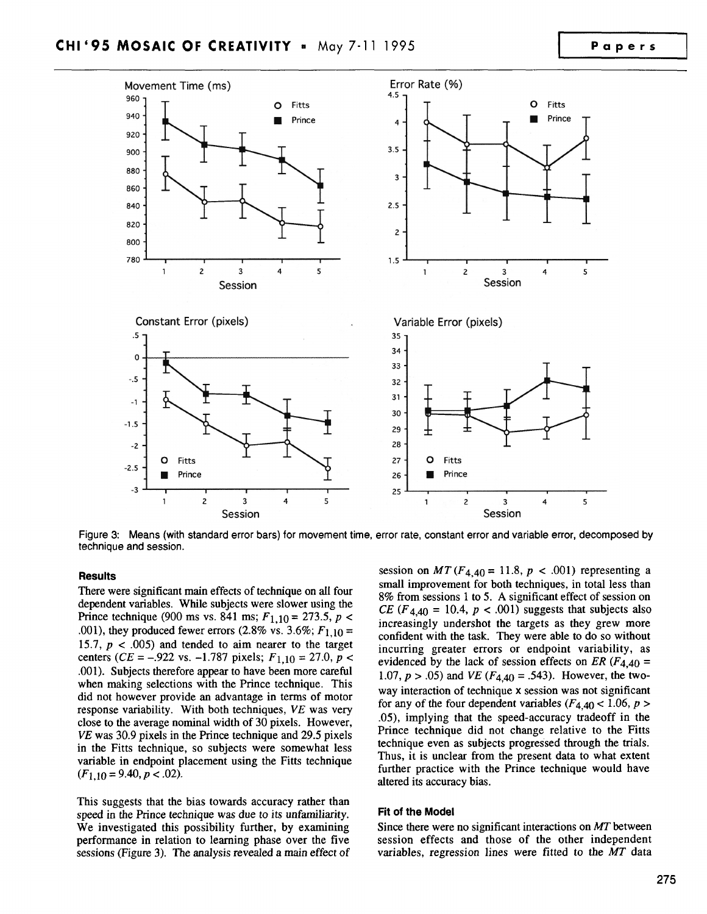Figure 3: Means (with standard error bars) for movement time, error rate, constant error and variable error, decomposed by technique and session.

### Results

There were significant main effects of technique on all four dependent variables. While subjects were slower using the Prince technique (900 ms vs. 841 ms; $F_{1,10} = 273.5$, $p < .001$), they produced fewer errors (2.8% vs. 3.6%; $F_{1,10} = 15.7$, $p < .005$) and tended to aim nearer to the target centers ($CE = -.922$ vs. $-1.787$ pixels; $F_{1,10} = 27.0$, $p < .001$). Subjects therefore appear to have been more careful when making selections with the Prince technique. This did not however provide an advantage in terms of motor response variability. With both techniques, *VE* was very close to the average nominal width of 30 pixels. However, *VE* was 30.9 pixels in the Prince technique and 29.5 pixels in the Fitts technique, so subjects were somewhat less variable in endpoint placement using the Fitts technique ($F_{1,10} = 9.40$, $p < .02$).

This suggests that the bias towards accuracy rather than speed in the Prince technique was due to its unfamiliarity. We investigated this possibility further, by examining performance in relation to learning phase over the five sessions (Figure 3). The analysis revealed a main effect of session on *MT* ($F_{4,40} = 11.8$, $p < .001$) representing a small improvement for both techniques, in total less than 8% from sessions 1 to 5. A significant effect of session on *CE* ($F_{4,40} = 10.4$, $p < .001$) suggests that subjects also increasingly undershot the targets as they grew more confident with the task. They were able to do so without incurring greater errors or endpoint variability, as evidenced by the lack of session effects on *ER* ($F_{4,40} = 1.07$, $p > .05$) and *VE* ($F_{4,40} = .543$). However, the two-way interaction of technique x session was not significant for any of the four dependent variables ($F_{4,40} < 1.06$, $p > .05$), implying that the speed-accuracy tradeoff in the Prince technique did not change relative to the Fitts technique even as subjects progressed through the trials. Thus, it is unclear from the present data to what extent further practice with the Prince technique would have altered its accuracy bias.

### Fit of the Model

Since there were no significant interactions on *MT* between session effects and those of the other independent variables, regression lines were fitted to the *MT* data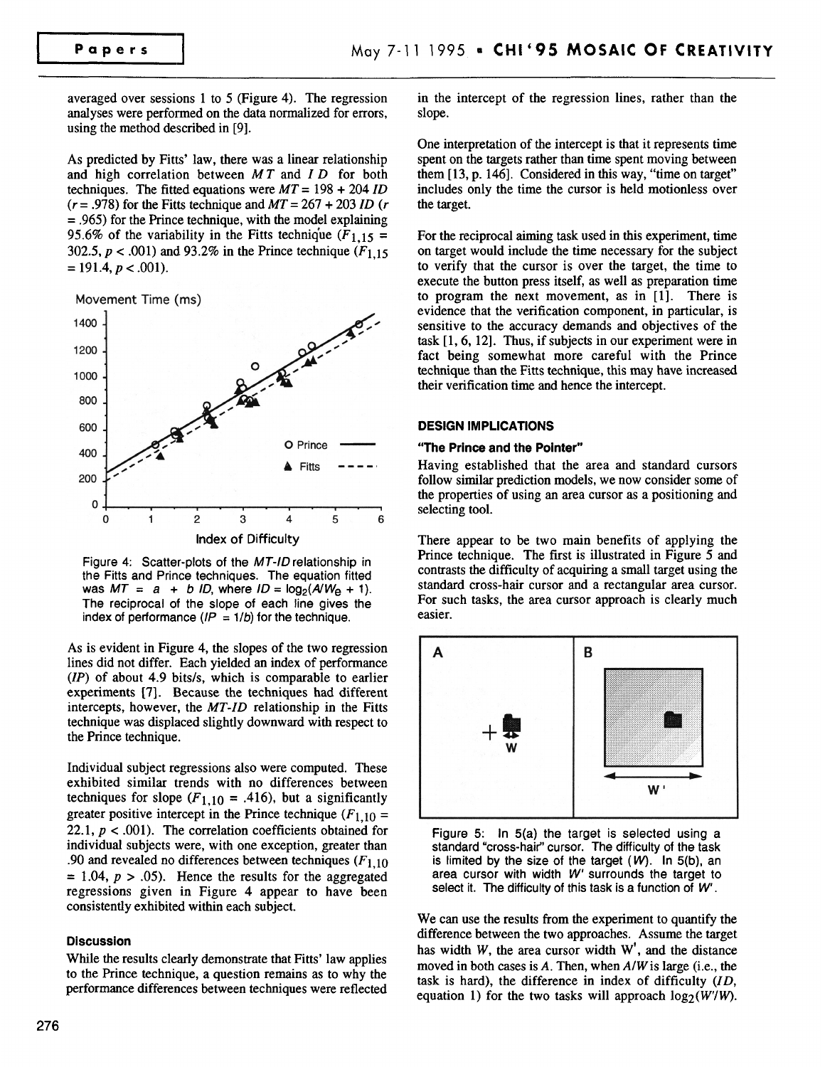averaged over sessions 1 to 5 (Figure 4). The regression analyses were performed on the data normalized for errors, using the method described in [9].

As predicted by Fitts' law, there was a linear relationship and high correlation between $MT$ and $ID$ for both techniques. The fitted equations were $MT = 198 + 204\ ID$ ($r = .978$) for the Fitts technique and $MT = 267 + 203\ ID$ ($r = .965$) for the Prince technique, with the model explaining 95.6% of the variability in the Fitts technique ($F_{1,15} = 302.5$, $p < .001$) and 93.2% in the Prince technique ($F_{1,15} = 191.4$, $p < .001$).

Figure 4: Scatter-plots of the $MT$-$ID$ relationship in the Fitts and Prince techniques. The equation fitted was $MT = a + b\ ID$, where $ID = \log_2(A/W_e + 1)$. The reciprocal of the slope of each line gives the index of performance ($IP = 1/b$) for the technique.

As is evident in Figure 4, the slopes of the two regression lines did not differ. Each yielded an index of performance ($IP$) of about 4.9 bits/s, which is comparable to earlier experiments [7]. Because the techniques had different intercepts, however, the $MT$-$ID$ relationship in the Fitts technique was displaced slightly downward with respect to the Prince technique.

Individual subject regressions also were computed. These exhibited similar trends with no differences between techniques for slope ($F_{1,10} = .416$), but a significantly greater positive intercept in the Prince technique ($F_{1,10} = 22.1$, $p < .001$). The correlation coefficients obtained for individual subjects were, with one exception, greater than .90 and revealed no differences between techniques ($F_{1,10} = 1.04$, $p > .05$). Hence the results for the aggregated regressions given in Figure 4 appear to have been consistently exhibited within each subject.

### Discussion

While the results clearly demonstrate that Fitts' law applies to the Prince technique, a question remains as to why the performance differences between techniques were reflected in the intercept of the regression lines, rather than the slope.

One interpretation of the intercept is that it represents time spent on the targets rather than time spent moving between them [13, p. 146]. Considered in this way, "time on target" includes only the time the cursor is held motionless over the target.

For the reciprocal aiming task used in this experiment, time on target would include the time necessary for the subject to verify that the cursor is over the target, the time to execute the button press itself, as well as preparation time to program the next movement, as in [1]. There is evidence that the verification component, in particular, is sensitive to the accuracy demands and objectives of the task [1, 6, 12]. Thus, if subjects in our experiment were in fact being somewhat more careful with the Prince technique than the Fitts technique, this may have increased their verification time and hence the intercept.

## DESIGN IMPLICATIONS

### "The Prince and the Pointer"

Having established that the area and standard cursors follow similar prediction models, we now consider some of the properties of using an area cursor as a positioning and selecting tool.

There appear to be two main benefits of applying the Prince technique. The first is illustrated in Figure 5 and contrasts the difficulty of acquiring a small target using the standard cross-hair cursor and a rectangular area cursor. For such tasks, the area cursor approach is clearly much easier.

Figure 5: In 5(a) the target is selected using a standard "cross-hair" cursor. The difficulty of the task is limited by the size of the target ($W$). In 5(b), an area cursor with width $W'$ surrounds the target to select it. The difficulty of this task is a function of $W'$.

We can use the results from the experiment to quantify the difference between the two approaches. Assume the target has width $W$, the area cursor width $W'$, and the distance moved in both cases is $A$. Then, when $A/W$ is large (i.e., the task is hard), the difference in index of difficulty ($ID$, equation 1) for the two tasks will approach $\log_2(W'/W)$.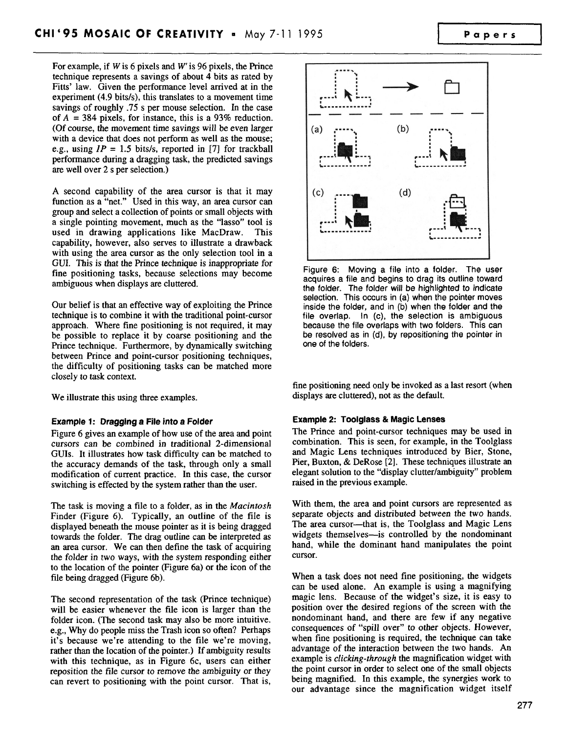For example, if $W$ is 6 pixels and $W'$ is 96 pixels, the Prince technique represents a savings of about 4 bits as rated by Fitts' law. Given the performance level arrived at in the experiment (4.9 bits/s), this translates to a movement time savings of roughly .75 s per mouse selection. In the case of $A$ = 384 pixels, for instance, this is a 93% reduction. (Of course, the movement time savings will be even larger with a device that does not perform as well as the mouse; e.g., using $IP$ = 1.5 bits/s, reported in [7] for trackball performance during a dragging task, the predicted savings are well over 2 s per selection.)

A second capability of the area cursor is that it may function as a "net." Used in this way, an area cursor can group and select a collection of points or small objects with a single pointing movement, much as the "lasso" tool is used in drawing applications like MacDraw. This capability, however, also serves to illustrate a drawback with using the area cursor as the only selection tool in a GUI. This is that the Prince technique is inappropriate for fine positioning tasks, because selections may become ambiguous when displays are cluttered.

Our belief is that an effective way of exploiting the Prince technique is to combine it with the traditional point-cursor approach. Where fine positioning is not required, it may be possible to replace it by coarse positioning and the Prince technique. Furthermore, by dynamically switching between Prince and point-cursor positioning techniques, the difficulty of positioning tasks can be matched more closely to task context.

We illustrate this using three examples.

#### Example 1: Dragging a File into a Folder

Figure 6 gives an example of how use of the area and point cursors can be combined in traditional 2-dimensional GUIs. It illustrates how task difficulty can be matched to the accuracy demands of the task, through only a small modification of current practice. In this case, the cursor switching is effected by the system rather than the user.

The task is moving a file to a folder, as in the *Macintosh* Finder (Figure 6). Typically, an outline of the file is displayed beneath the mouse pointer as it is being dragged towards the folder. The drag outline can be interpreted as an area cursor. We can then define the task of acquiring the folder in two ways, with the system responding either to the location of the pointer (Figure 6a) or the icon of the file being dragged (Figure 6b).

The second representation of the task (Prince technique) will be easier whenever the file icon is larger than the folder icon. (The second task may also be more intuitive. e.g., Why do people miss the Trash icon so often? Perhaps it's because we're attending to the file we're moving, rather than the location of the pointer.) If ambiguity results with this technique, as in Figure 6c, users can either reposition the file cursor to remove the ambiguity or they can revert to positioning with the point cursor. That is, fine positioning need only be invoked as a last resort (when displays are cluttered), not as the default.

Figure 6: Moving a file into a folder. The user acquires a file and begins to drag its outline toward the folder. The folder will be highlighted to indicate selection. This occurs in (a) when the pointer moves inside the folder, and in (b) when the folder and the file overlap. In (c), the selection is ambiguous because the file overlaps with two folders. This can be resolved as in (d), by repositioning the pointer in one of the folders.

#### Example 2: Toolglass & Magic Lenses

The Prince and point-cursor techniques may be used in combination. This is seen, for example, in the Toolglass and Magic Lens techniques introduced by Bier, Stone, Pier, Buxton, & DeRose [2]. These techniques illustrate an elegant solution to the "display clutter/ambiguity" problem raised in the previous example.

With them, the area and point cursors are represented as separate objects and distributed between the two hands. The area cursor—that is, the Toolglass and Magic Lens widgets themselves—is controlled by the nondominant hand, while the dominant hand manipulates the point cursor.

When a task does not need fine positioning, the widgets can be used alone. An example is using a magnifying magic lens. Because of the widget's size, it is easy to position over the desired regions of the screen with the nondominant hand, and there are few if any negative consequences of "spill over" to other objects. However, when fine positioning is required, the technique can take advantage of the interaction between the two hands. An example is *clicking-through* the magnification widget with the point cursor in order to select one of the small objects being magnified. In this example, the synergies work to our advantage since the magnification widget itself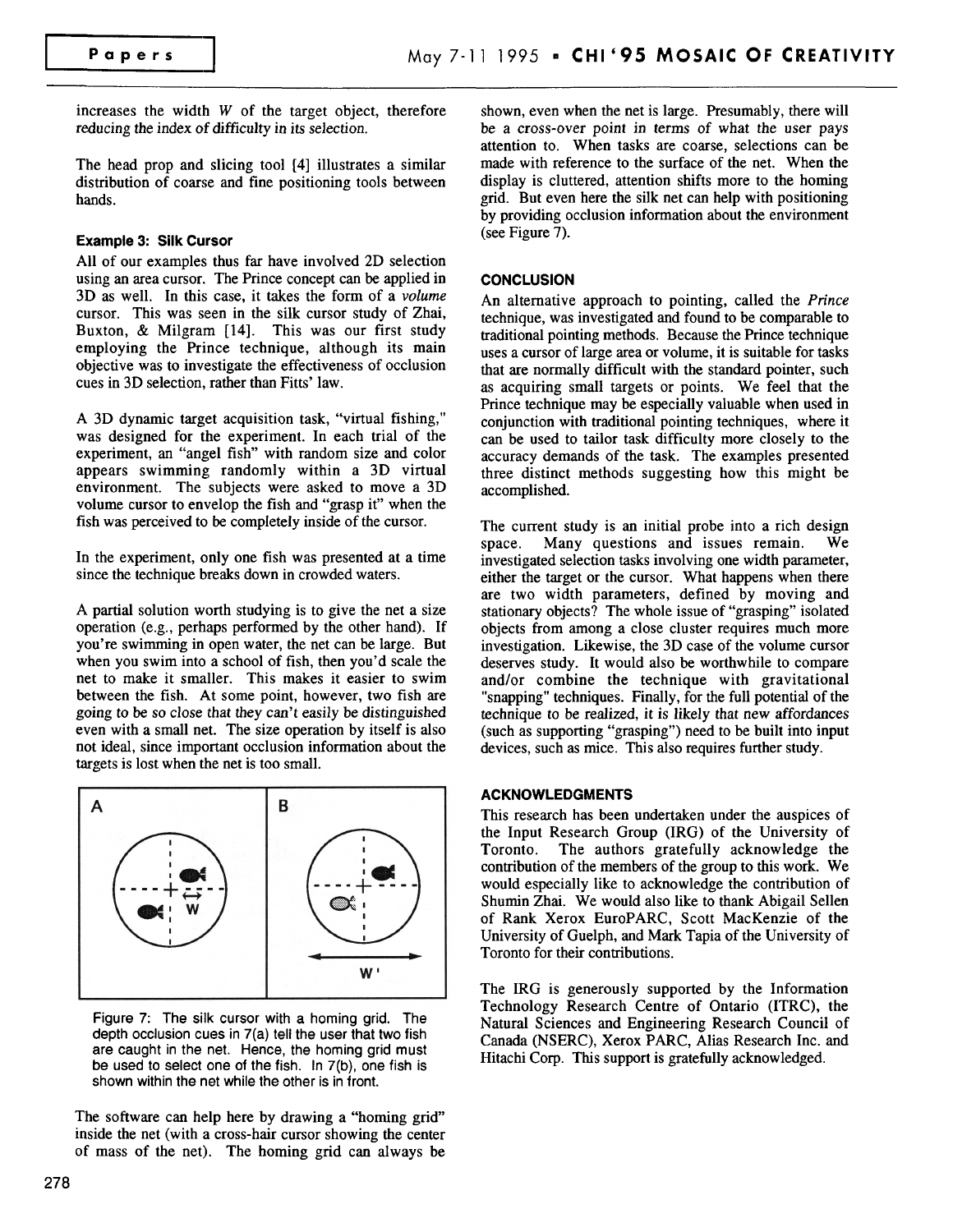increases the width $W$ of the target object, therefore reducing the index of difficulty in its selection.

The head prop and slicing tool [4] illustrates a similar distribution of coarse and fine positioning tools between hands.

### Example 3: Silk Cursor

All of our examples thus far have involved 2D selection using an area cursor. The Prince concept can be applied in 3D as well. In this case, it takes the form of a *volume* cursor. This was seen in the silk cursor study of Zhai, Buxton, & Milgram [14]. This was our first study employing the Prince technique, although its main objective was to investigate the effectiveness of occlusion cues in 3D selection, rather than Fitts' law.

A 3D dynamic target acquisition task, "virtual fishing," was designed for the experiment. In each trial of the experiment, an "angel fish" with random size and color appears swimming randomly within a 3D virtual environment. The subjects were asked to move a 3D volume cursor to envelop the fish and "grasp it" when the fish was perceived to be completely inside of the cursor.

In the experiment, only one fish was presented at a time since the technique breaks down in crowded waters.

A partial solution worth studying is to give the net a size operation (e.g., perhaps performed by the other hand). If you're swimming in open water, the net can be large. But when you swim into a school of fish, then you'd scale the net to make it smaller. This makes it easier to swim between the fish. At some point, however, two fish are going to be so close that they can't easily be distinguished even with a small net. The size operation by itself is also not ideal, since important occlusion information about the targets is lost when the net is too small.

Figure 7: The silk cursor with a homing grid. The depth occlusion cues in 7(a) tell the user that two fish are caught in the net. Hence, the homing grid must be used to select one of the fish. In 7(b), one fish is shown within the net while the other is in front.

The software can help here by drawing a "homing grid" inside the net (with a cross-hair cursor showing the center of mass of the net). The homing grid can always be shown, even when the net is large. Presumably, there will be a cross-over point in terms of what the user pays attention to. When tasks are coarse, selections can be made with reference to the surface of the net. When the display is cluttered, attention shifts more to the homing grid. But even here the silk net can help with positioning by providing occlusion information about the environment (see Figure 7).

## CONCLUSION

An alternative approach to pointing, called the *Prince* technique, was investigated and found to be comparable to traditional pointing methods. Because the Prince technique uses a cursor of large area or volume, it is suitable for tasks that are normally difficult with the standard pointer, such as acquiring small targets or points. We feel that the Prince technique may be especially valuable when used in conjunction with traditional pointing techniques, where it can be used to tailor task difficulty more closely to the accuracy demands of the task. The examples presented three distinct methods suggesting how this might be accomplished.

The current study is an initial probe into a rich design space. Many questions and issues remain. We investigated selection tasks involving one width parameter, either the target or the cursor. What happens when there are two width parameters, defined by moving and stationary objects? The whole issue of "grasping" isolated objects from among a close cluster requires much more investigation. Likewise, the 3D case of the volume cursor deserves study. It would also be worthwhile to compare and/or combine the technique with gravitational "snapping" techniques. Finally, for the full potential of the technique to be realized, it is likely that new affordances (such as supporting "grasping") need to be built into input devices, such as mice. This also requires further study.

## ACKNOWLEDGMENTS

This research has been undertaken under the auspices of the Input Research Group (IRG) of the University of Toronto. The authors gratefully acknowledge the contribution of the members of the group to this work. We would especially like to acknowledge the contribution of Shumin Zhai. We would also like to thank Abigail Sellen of Rank Xerox EuroPARC, Scott MacKenzie of the University of Guelph, and Mark Tapia of the University of Toronto for their contributions.

The IRG is generously supported by the Information Technology Research Centre of Ontario (ITRC), the Natural Sciences and Engineering Research Council of Canada (NSERC), Xerox PARC, Alias Research Inc. and Hitachi Corp. This support is gratefully acknowledged.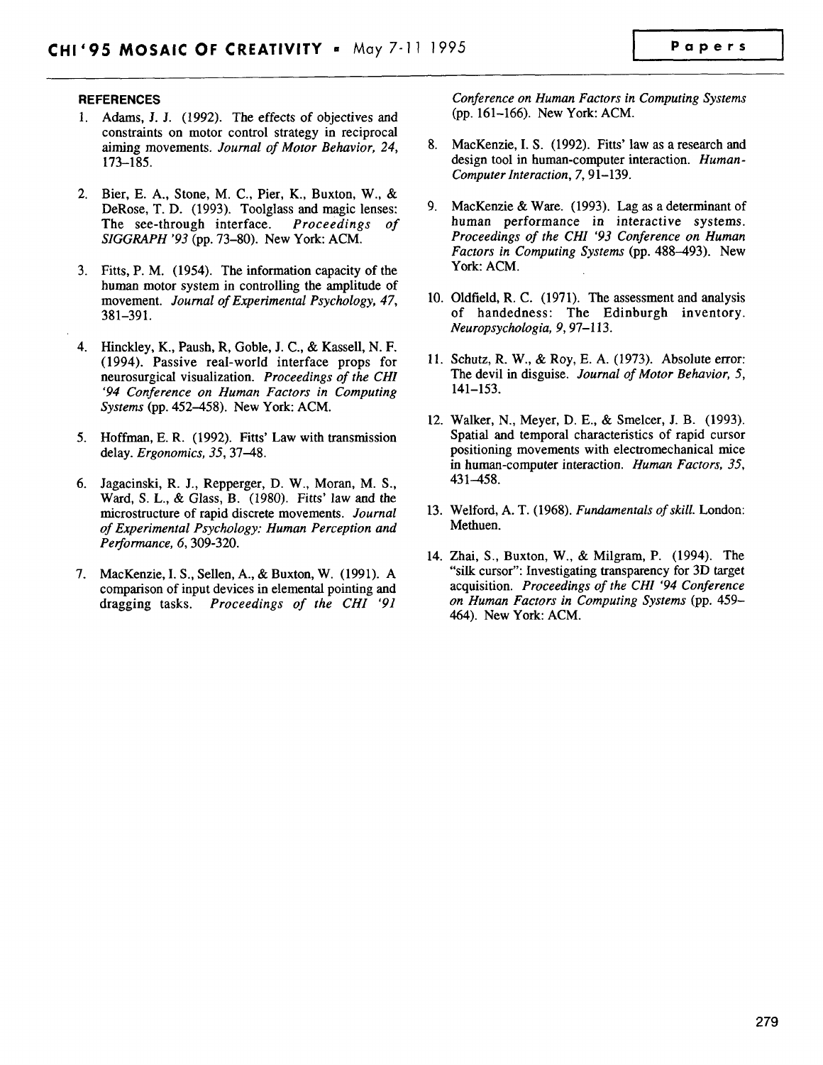### REFERENCES

1. Adams, J. J. (1992). The effects of objectives and constraints on motor control strategy in reciprocal aiming movements. *Journal of Motor Behavior, 24*, 173–185.

2. Bier, E. A., Stone, M. C., Pier, K., Buxton, W., & DeRose, T. D. (1993). Toolglass and magic lenses: The see-through interface. *Proceedings of SIGGRAPH '93* (pp. 73–80). New York: ACM.

3. Fitts, P. M. (1954). The information capacity of the human motor system in controlling the amplitude of movement. *Journal of Experimental Psychology, 47*, 381–391.

4. Hinckley, K., Paush, R, Goble, J. C., & Kassell, N. F. (1994). Passive real-world interface props for neurosurgical visualization. *Proceedings of the CHI '94 Conference on Human Factors in Computing Systems* (pp. 452–458). New York: ACM.

5. Hoffman, E. R. (1992). Fitts' Law with transmission delay. *Ergonomics, 35*, 37–48.

6. Jagacinski, R. J., Repperger, D. W., Moran, M. S., Ward, S. L., & Glass, B. (1980). Fitts' law and the microstructure of rapid discrete movements. *Journal of Experimental Psychology: Human Perception and Performance, 6*, 309-320.

7. MacKenzie, I. S., Sellen, A., & Buxton, W. (1991). A comparison of input devices in elemental pointing and dragging tasks. *Proceedings of the CHI '91 Conference on Human Factors in Computing Systems* (pp. 161–166). New York: ACM.

8. MacKenzie, I. S. (1992). Fitts' law as a research and design tool in human-computer interaction. *Human-Computer Interaction, 7*, 91–139.

9. MacKenzie & Ware. (1993). Lag as a determinant of human performance in interactive systems. *Proceedings of the CHI '93 Conference on Human Factors in Computing Systems* (pp. 488–493). New York: ACM.

10. Oldfield, R. C. (1971). The assessment and analysis of handedness: The Edinburgh inventory. *Neuropsychologia, 9*, 97–113.

11. Schutz, R. W., & Roy, E. A. (1973). Absolute error: The devil in disguise. *Journal of Motor Behavior, 5*, 141–153.

12. Walker, N., Meyer, D. E., & Smelcer, J. B. (1993). Spatial and temporal characteristics of rapid cursor positioning movements with electromechanical mice in human-computer interaction. *Human Factors, 35*, 431–458.

13. Welford, A. T. (1968). *Fundamentals of skill.* London: Methuen.

14. Zhai, S., Buxton, W., & Milgram, P. (1994). The "silk cursor": Investigating transparency for 3D target acquisition. *Proceedings of the CHI '94 Conference on Human Factors in Computing Systems* (pp. 459–464). New York: ACM.